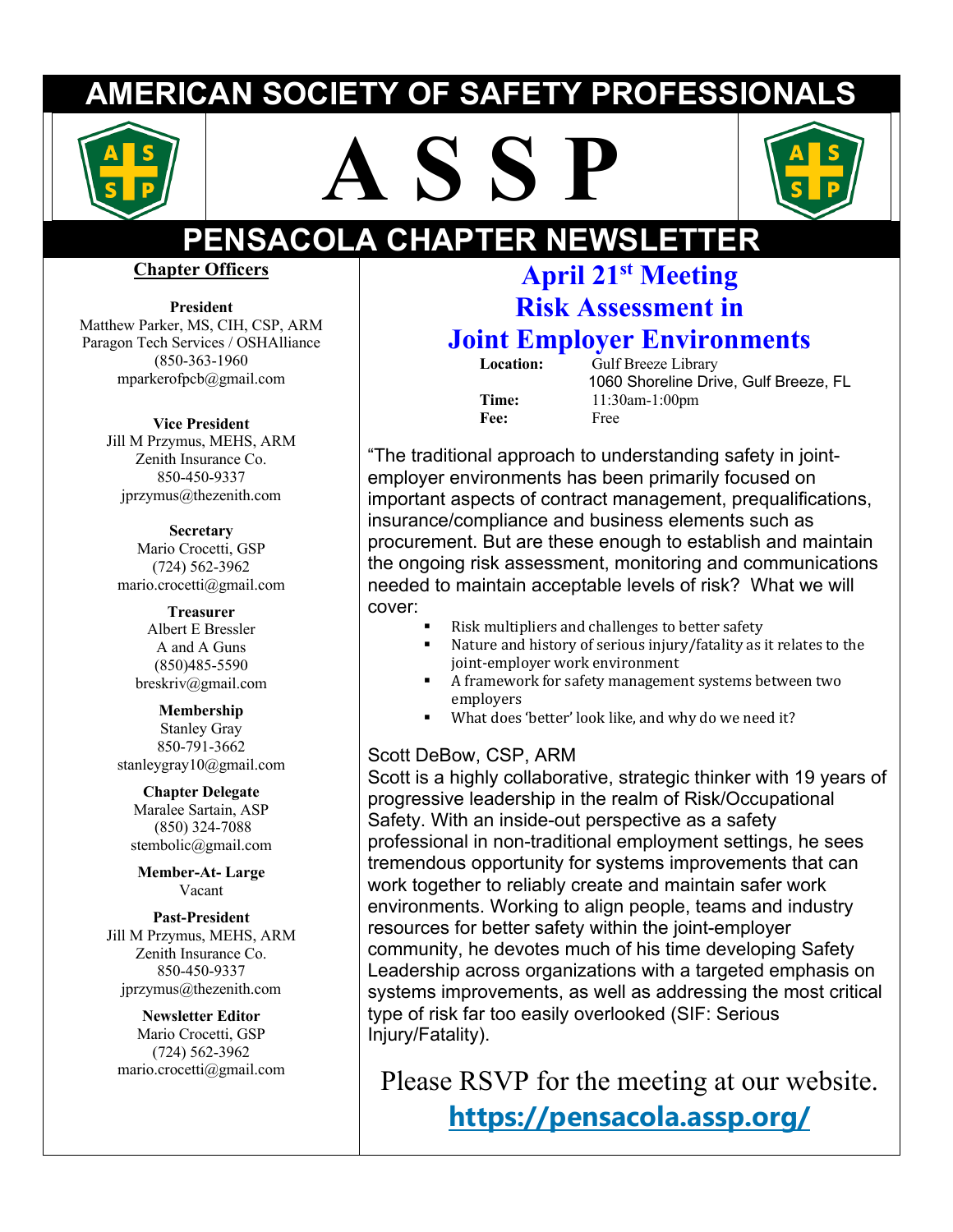# AMERICAN SOCIETY OF SAFETY PROFESSIONALS

# A S S P

# PENSACOLA CHAPTER NEWSLETTER

## Chapter Officers

**President**
Matthew Parker, MS, CIH, CSP, ARM
Paragon Tech Services / OSHAlliance
(850-363-1960
mparkerofpcb@gmail.com

**Vice President**
Jill M Przymus, MEHS, ARM
Zenith Insurance Co.
850-450-9337
jprzymus@thezenith.com

**Secretary**
Mario Crocetti, GSP
(724) 562-3962
mario.crocetti@gmail.com

**Treasurer**
Albert E Bressler
A and A Guns
(850)485-5590
breskriv@gmail.com

**Membership**
Stanley Gray
850-791-3662
stanleygray10@gmail.com

**Chapter Delegate**
Maralee Sartain, ASP
(850) 324-7088
stembolic@gmail.com

**Member-At- Large**
Vacant

**Past-President**
Jill M Przymus, MEHS, ARM
Zenith Insurance Co.
850-450-9337
jprzymus@thezenith.com

**Newsletter Editor**
Mario Crocetti, GSP
(724) 562-3962
mario.crocetti@gmail.com

## April 21st Meeting
## Risk Assessment in Joint Employer Environments

**Location:** Gulf Breeze Library
1060 Shoreline Drive, Gulf Breeze, FL
**Time:** 11:30am-1:00pm
**Fee:** Free

"The traditional approach to understanding safety in joint-employer environments has been primarily focused on important aspects of contract management, prequalifications, insurance/compliance and business elements such as procurement. But are these enough to establish and maintain the ongoing risk assessment, monitoring and communications needed to maintain acceptable levels of risk? What we will cover:

- Risk multipliers and challenges to better safety
- Nature and history of serious injury/fatality as it relates to the joint-employer work environment
- A framework for safety management systems between two employers
- What does 'better' look like, and why do we need it?

Scott DeBow, CSP, ARM
Scott is a highly collaborative, strategic thinker with 19 years of progressive leadership in the realm of Risk/Occupational Safety. With an inside-out perspective as a safety professional in non-traditional employment settings, he sees tremendous opportunity for systems improvements that can work together to reliably create and maintain safer work environments. Working to align people, teams and industry resources for better safety within the joint-employer community, he devotes much of his time developing Safety Leadership across organizations with a targeted emphasis on systems improvements, as well as addressing the most critical type of risk far too easily overlooked (SIF: Serious Injury/Fatality).

Please RSVP for the meeting at our website.

**https://pensacola.assp.org/**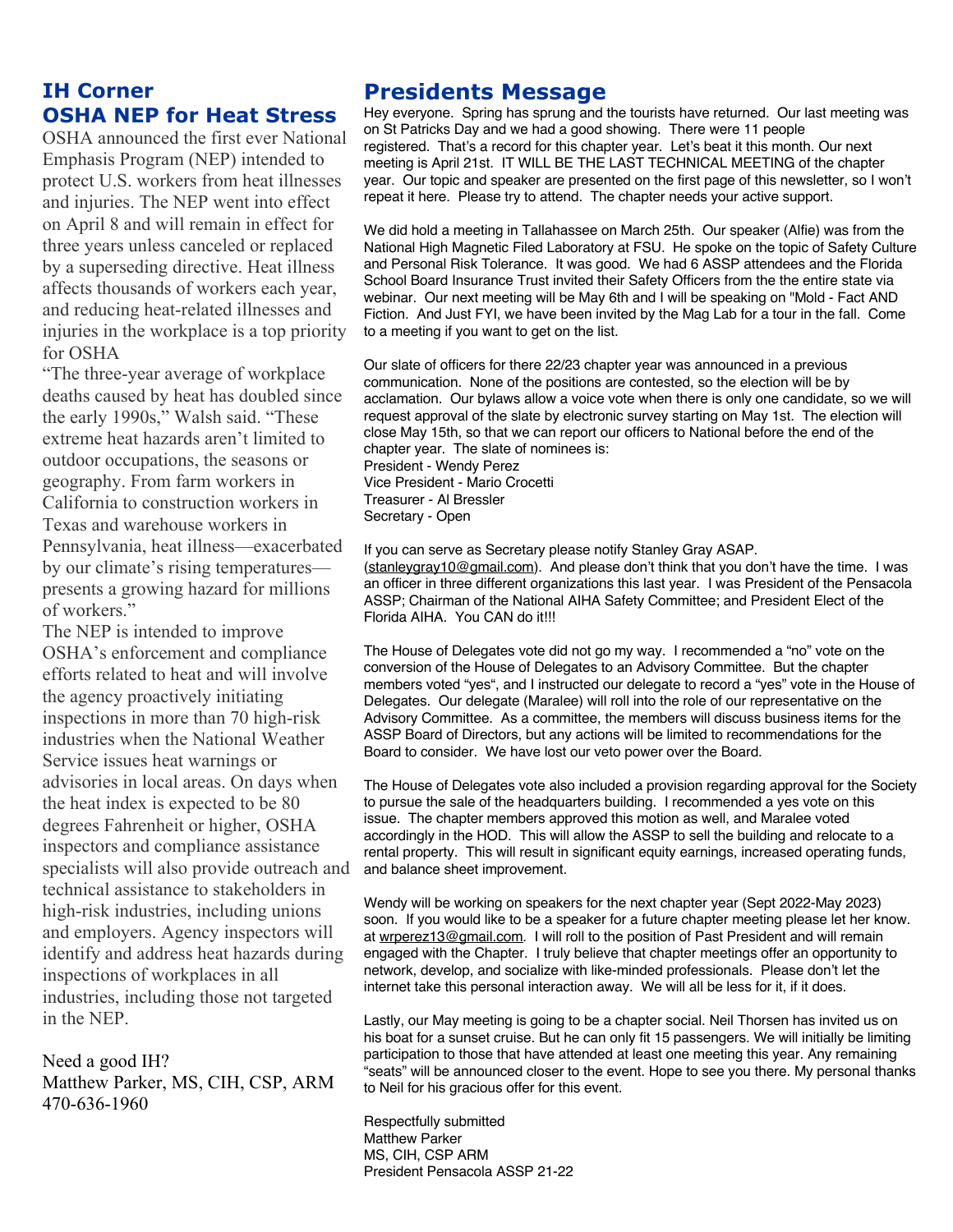## IH Corner
## OSHA NEP for Heat Stress

OSHA announced the first ever National Emphasis Program (NEP) intended to protect U.S. workers from heat illnesses and injuries. The NEP went into effect on April 8 and will remain in effect for three years unless canceled or replaced by a superseding directive. Heat illness affects thousands of workers each year, and reducing heat-related illnesses and injuries in the workplace is a top priority for OSHA

"The three-year average of workplace deaths caused by heat has doubled since the early 1990s," Walsh said. "These extreme heat hazards aren't limited to outdoor occupations, the seasons or geography. From farm workers in California to construction workers in Texas and warehouse workers in Pennsylvania, heat illness—exacerbated by our climate's rising temperatures—presents a growing hazard for millions of workers."

The NEP is intended to improve OSHA's enforcement and compliance efforts related to heat and will involve the agency proactively initiating inspections in more than 70 high-risk industries when the National Weather Service issues heat warnings or advisories in local areas. On days when the heat index is expected to be 80 degrees Fahrenheit or higher, OSHA inspectors and compliance assistance specialists will also provide outreach and technical assistance to stakeholders in high-risk industries, including unions and employers. Agency inspectors will identify and address heat hazards during inspections of workplaces in all industries, including those not targeted in the NEP.

Need a good IH?
Matthew Parker, MS, CIH, CSP, ARM
470-636-1960

## Presidents Message

Hey everyone. Spring has sprung and the tourists have returned. Our last meeting was on St Patricks Day and we had a good showing. There were 11 people registered. That's a record for this chapter year. Let's beat it this month. Our next meeting is April 21st. IT WILL BE THE LAST TECHNICAL MEETING of the chapter year. Our topic and speaker are presented on the first page of this newsletter, so I won't repeat it here. Please try to attend. The chapter needs your active support.

We did hold a meeting in Tallahassee on March 25th. Our speaker (Alfie) was from the National High Magnetic Filed Laboratory at FSU. He spoke on the topic of Safety Culture and Personal Risk Tolerance. It was good. We had 6 ASSP attendees and the Florida School Board Insurance Trust invited their Safety Officers from the the entire state via webinar. Our next meeting will be May 6th and I will be speaking on "Mold - Fact AND Fiction. And Just FYI, we have been invited by the Mag Lab for a tour in the fall. Come to a meeting if you want to get on the list.

Our slate of officers for there 22/23 chapter year was announced in a previous communication. None of the positions are contested, so the election will be by acclamation. Our bylaws allow a voice vote when there is only one candidate, so we will request approval of the slate by electronic survey starting on May 1st. The election will close May 15th, so that we can report our officers to National before the end of the chapter year. The slate of nominees is:
President - Wendy Perez
Vice President - Mario Crocetti
Treasurer - Al Bressler
Secretary - Open

If you can serve as Secretary please notify Stanley Gray ASAP. (stanleygray10@gmail.com). And please don't think that you don't have the time. I was an officer in three different organizations this last year. I was President of the Pensacola ASSP; Chairman of the National AIHA Safety Committee; and President Elect of the Florida AIHA. You CAN do it!!!

The House of Delegates vote did not go my way. I recommended a "no" vote on the conversion of the House of Delegates to an Advisory Committee. But the chapter members voted "yes", and I instructed our delegate to record a "yes" vote in the House of Delegates. Our delegate (Maralee) will roll into the role of our representative on the Advisory Committee. As a committee, the members will discuss business items for the ASSP Board of Directors, but any actions will be limited to recommendations for the Board to consider. We have lost our veto power over the Board.

The House of Delegates vote also included a provision regarding approval for the Society to pursue the sale of the headquarters building. I recommended a yes vote on this issue. The chapter members approved this motion as well, and Maralee voted accordingly in the HOD. This will allow the ASSP to sell the building and relocate to a rental property. This will result in significant equity earnings, increased operating funds, and balance sheet improvement.

Wendy will be working on speakers for the next chapter year (Sept 2022-May 2023) soon. If you would like to be a speaker for a future chapter meeting please let her know. at wrperez13@gmail.com. I will roll to the position of Past President and will remain engaged with the Chapter. I truly believe that chapter meetings offer an opportunity to network, develop, and socialize with like-minded professionals. Please don't let the internet take this personal interaction away. We will all be less for it, if it does.

Lastly, our May meeting is going to be a chapter social. Neil Thorsen has invited us on his boat for a sunset cruise. But he can only fit 15 passengers. We will initially be limiting participation to those that have attended at least one meeting this year. Any remaining "seats" will be announced closer to the event. Hope to see you there. My personal thanks to Neil for his gracious offer for this event.

Respectfully submitted
Matthew Parker
MS, CIH, CSP ARM
President Pensacola ASSP 21-22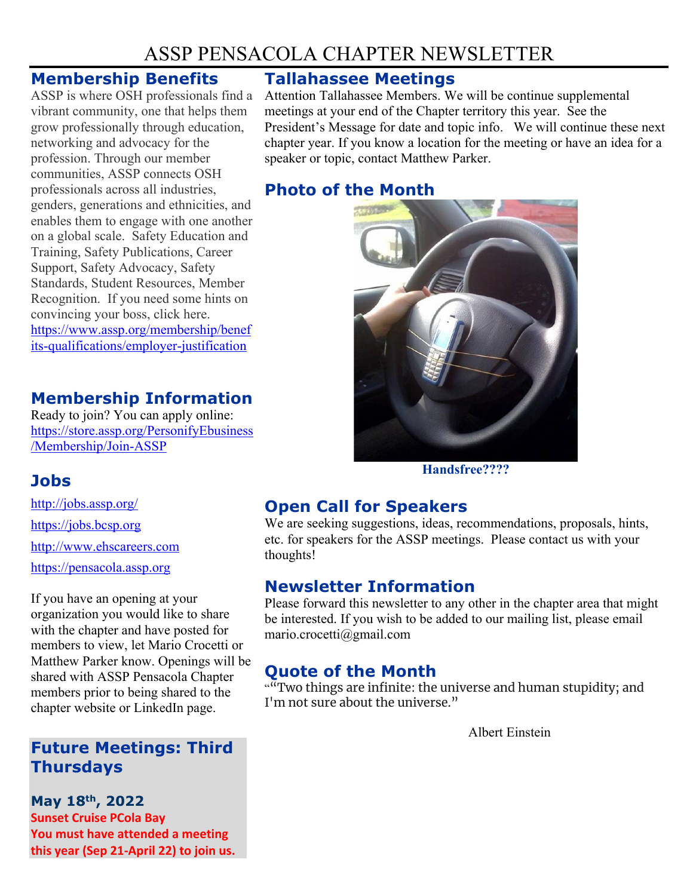# ASSP PENSACOLA CHAPTER NEWSLETTER

## Membership Benefits

ASSP is where OSH professionals find a vibrant community, one that helps them grow professionally through education, networking and advocacy for the profession. Through our member communities, ASSP connects OSH professionals across all industries, genders, generations and ethnicities, and enables them to engage with one another on a global scale. Safety Education and Training, Safety Publications, Career Support, Safety Advocacy, Safety Standards, Student Resources, Member Recognition. If you need some hints on convincing your boss, click here. https://www.assp.org/membership/benefits-qualifications/employer-justification

## Membership Information

Ready to join? You can apply online: https://store.assp.org/PersonifyEbusiness/Membership/Join-ASSP

## Jobs

http://jobs.assp.org/

https://jobs.bcsp.org

http://www.ehscareers.com

https://pensacola.assp.org

If you have an opening at your organization you would like to share with the chapter and have posted for members to view, let Mario Crocetti or Matthew Parker know. Openings will be shared with ASSP Pensacola Chapter members prior to being shared to the chapter website or LinkedIn page.

## Future Meetings: Third Thursdays

**May 18th, 2022**

**Sunset Cruise PCola Bay**

**You must have attended a meeting this year (Sep 21-April 22) to join us.**

## Tallahassee Meetings

Attention Tallahassee Members. We will be continue supplemental meetings at your end of the Chapter territory this year. See the President's Message for date and topic info. We will continue these next chapter year. If you know a location for the meeting or have an idea for a speaker or topic, contact Matthew Parker.

## Photo of the Month

**Handsfree????**

## Open Call for Speakers

We are seeking suggestions, ideas, recommendations, proposals, hints, etc. for speakers for the ASSP meetings. Please contact us with your thoughts!

## Newsletter Information

Please forward this newsletter to any other in the chapter area that might be interested. If you wish to be added to our mailing list, please email mario.crocetti@gmail.com

## Quote of the Month

""Two things are infinite: the universe and human stupidity; and I'm not sure about the universe."

Albert Einstein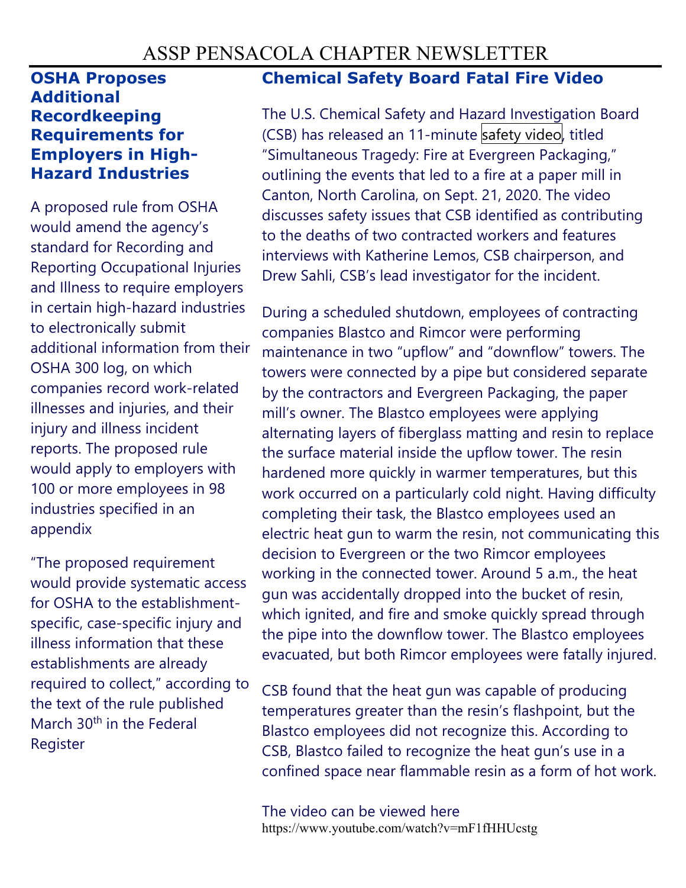## OSHA Proposes Additional Recordkeeping Requirements for Employers in High-Hazard Industries

A proposed rule from OSHA would amend the agency's standard for Recording and Reporting Occupational Injuries and Illness to require employers in certain high-hazard industries to electronically submit additional information from their OSHA 300 log, on which companies record work-related illnesses and injuries, and their injury and illness incident reports. The proposed rule would apply to employers with 100 or more employees in 98 industries specified in an appendix

"The proposed requirement would provide systematic access for OSHA to the establishment-specific, case-specific injury and illness information that these establishments are already required to collect," according to the text of the rule published March 30th in the Federal Register

## Chemical Safety Board Fatal Fire Video

The U.S. Chemical Safety and Hazard Investigation Board (CSB) has released an 11-minute safety video, titled "Simultaneous Tragedy: Fire at Evergreen Packaging," outlining the events that led to a fire at a paper mill in Canton, North Carolina, on Sept. 21, 2020. The video discusses safety issues that CSB identified as contributing to the deaths of two contracted workers and features interviews with Katherine Lemos, CSB chairperson, and Drew Sahli, CSB's lead investigator for the incident.

During a scheduled shutdown, employees of contracting companies Blastco and Rimcor were performing maintenance in two "upflow" and "downflow" towers. The towers were connected by a pipe but considered separate by the contractors and Evergreen Packaging, the paper mill's owner. The Blastco employees were applying alternating layers of fiberglass matting and resin to replace the surface material inside the upflow tower. The resin hardened more quickly in warmer temperatures, but this work occurred on a particularly cold night. Having difficulty completing their task, the Blastco employees used an electric heat gun to warm the resin, not communicating this decision to Evergreen or the two Rimcor employees working in the connected tower. Around 5 a.m., the heat gun was accidentally dropped into the bucket of resin, which ignited, and fire and smoke quickly spread through the pipe into the downflow tower. The Blastco employees evacuated, but both Rimcor employees were fatally injured.

CSB found that the heat gun was capable of producing temperatures greater than the resin's flashpoint, but the Blastco employees did not recognize this. According to CSB, Blastco failed to recognize the heat gun's use in a confined space near flammable resin as a form of hot work.

The video can be viewed here
https://www.youtube.com/watch?v=mF1fHHUcstg